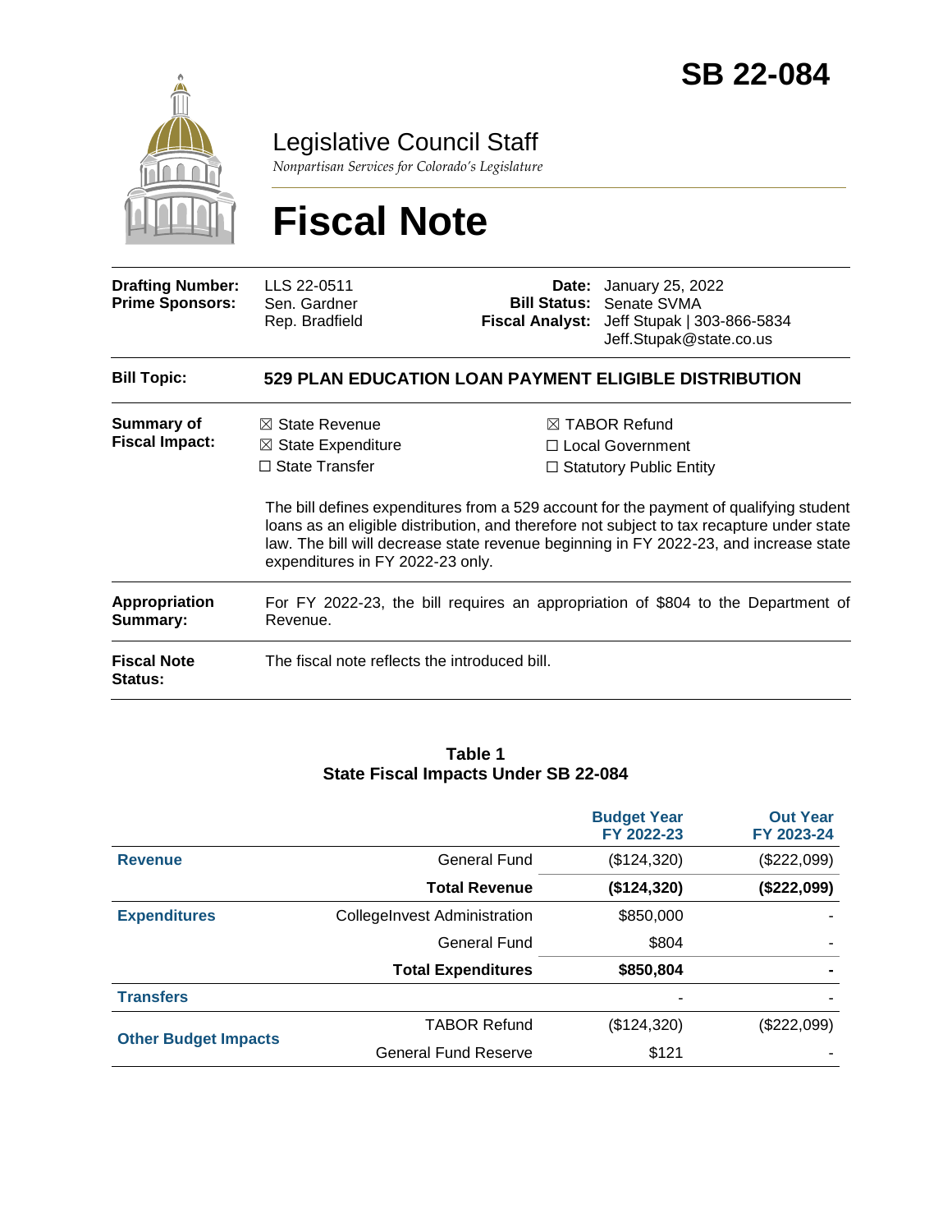# SB 22-084

## Legislative Council Staff

*Nonpartisan Services for Colorado's Legislature*

# Fiscal Note

| | | | |
|---|---|---|---|
| **Drafting Number:** | LLS 22-0511 | **Date:** | January 25, 2022 |
| **Prime Sponsors:** | Sen. Gardner<br>Rep. Bradfield | **Bill Status:** | Senate SVMA |
| | | **Fiscal Analyst:** | Jeff Stupak \| 303-866-5834<br>Jeff.Stupak@state.co.us |

| | |
|---|---|
| **Bill Topic:** | **529 PLAN EDUCATION LOAN PAYMENT ELIGIBLE DISTRIBUTION** |
| **Summary of Fiscal Impact:** | ☒ State Revenue ☒ TABOR Refund<br>☒ State Expenditure ☐ Local Government<br>☐ State Transfer ☐ Statutory Public Entity<br><br>The bill defines expenditures from a 529 account for the payment of qualifying student loans as an eligible distribution, and therefore not subject to tax recapture under state law. The bill will decrease state revenue beginning in FY 2022-23, and increase state expenditures in FY 2022-23 only. |
| **Appropriation Summary:** | For FY 2022-23, the bill requires an appropriation of $804 to the Department of Revenue. |
| **Fiscal Note Status:** | The fiscal note reflects the introduced bill. |

**Table 1**
**State Fiscal Impacts Under SB 22-084**

| | | Budget Year FY 2022-23 | Out Year FY 2023-24 |
|---|---|---|---|
| **Revenue** | General Fund | ($124,320) | ($222,099) |
| | **Total Revenue** | **($124,320)** | **($222,099)** |
| **Expenditures** | CollegeInvest Administration | $850,000 | - |
| | General Fund | $804 | - |
| | **Total Expenditures** | **$850,804** | **-** |
| **Transfers** | | - | - |
| **Other Budget Impacts** | TABOR Refund | ($124,320) | ($222,099) |
| | General Fund Reserve | $121 | - |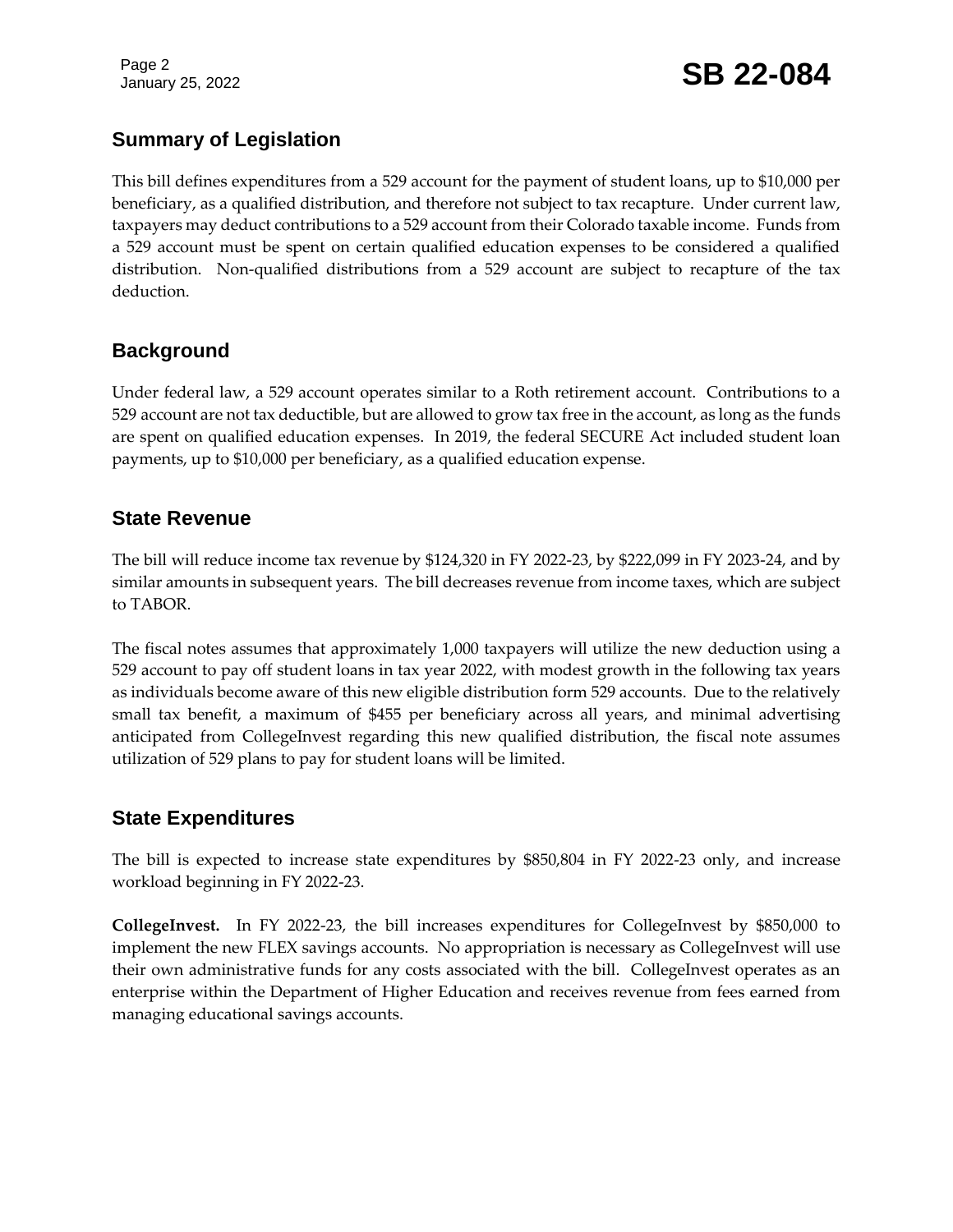## Summary of Legislation

This bill defines expenditures from a 529 account for the payment of student loans, up to $10,000 per beneficiary, as a qualified distribution, and therefore not subject to tax recapture. Under current law, taxpayers may deduct contributions to a 529 account from their Colorado taxable income. Funds from a 529 account must be spent on certain qualified education expenses to be considered a qualified distribution. Non-qualified distributions from a 529 account are subject to recapture of the tax deduction.

## Background

Under federal law, a 529 account operates similar to a Roth retirement account. Contributions to a 529 account are not tax deductible, but are allowed to grow tax free in the account, as long as the funds are spent on qualified education expenses. In 2019, the federal SECURE Act included student loan payments, up to $10,000 per beneficiary, as a qualified education expense.

## State Revenue

The bill will reduce income tax revenue by $124,320 in FY 2022-23, by $222,099 in FY 2023-24, and by similar amounts in subsequent years. The bill decreases revenue from income taxes, which are subject to TABOR.

The fiscal notes assumes that approximately 1,000 taxpayers will utilize the new deduction using a 529 account to pay off student loans in tax year 2022, with modest growth in the following tax years as individuals become aware of this new eligible distribution form 529 accounts. Due to the relatively small tax benefit, a maximum of $455 per beneficiary across all years, and minimal advertising anticipated from CollegeInvest regarding this new qualified distribution, the fiscal note assumes utilization of 529 plans to pay for student loans will be limited.

## State Expenditures

The bill is expected to increase state expenditures by $850,804 in FY 2022-23 only, and increase workload beginning in FY 2022-23.

**CollegeInvest.** In FY 2022-23, the bill increases expenditures for CollegeInvest by $850,000 to implement the new FLEX savings accounts. No appropriation is necessary as CollegeInvest will use their own administrative funds for any costs associated with the bill. CollegeInvest operates as an enterprise within the Department of Higher Education and receives revenue from fees earned from managing educational savings accounts.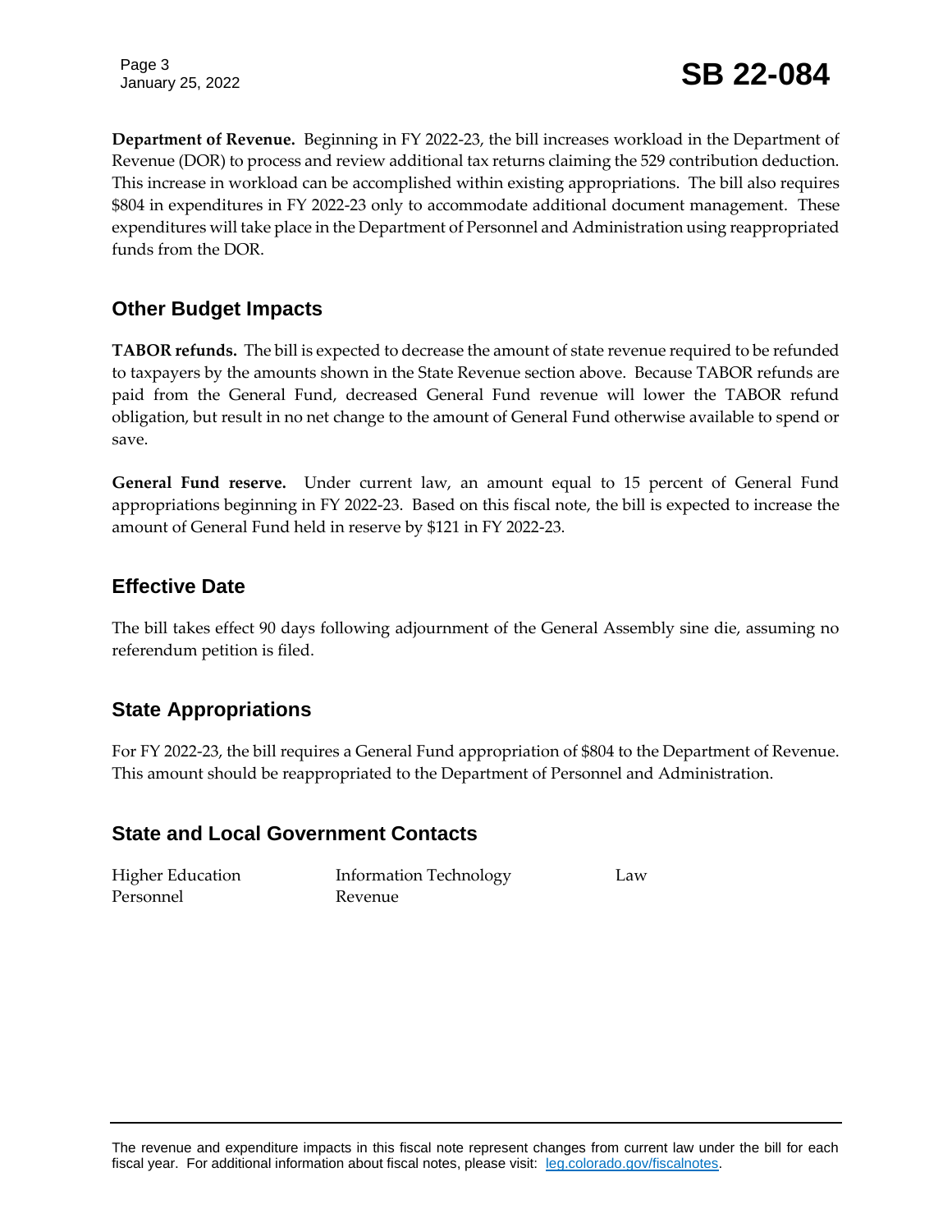**Department of Revenue.** Beginning in FY 2022-23, the bill increases workload in the Department of Revenue (DOR) to process and review additional tax returns claiming the 529 contribution deduction. This increase in workload can be accomplished within existing appropriations. The bill also requires $804 in expenditures in FY 2022-23 only to accommodate additional document management. These expenditures will take place in the Department of Personnel and Administration using reappropriated funds from the DOR.

## Other Budget Impacts

**TABOR refunds.** The bill is expected to decrease the amount of state revenue required to be refunded to taxpayers by the amounts shown in the State Revenue section above. Because TABOR refunds are paid from the General Fund, decreased General Fund revenue will lower the TABOR refund obligation, but result in no net change to the amount of General Fund otherwise available to spend or save.

**General Fund reserve.** Under current law, an amount equal to 15 percent of General Fund appropriations beginning in FY 2022-23. Based on this fiscal note, the bill is expected to increase the amount of General Fund held in reserve by $121 in FY 2022-23.

## Effective Date

The bill takes effect 90 days following adjournment of the General Assembly sine die, assuming no referendum petition is filed.

## State Appropriations

For FY 2022-23, the bill requires a General Fund appropriation of $804 to the Department of Revenue. This amount should be reappropriated to the Department of Personnel and Administration.

## State and Local Government Contacts

| | | |
|---|---|---|
| Higher Education | Information Technology | Law |
| Personnel | Revenue | |

The revenue and expenditure impacts in this fiscal note represent changes from current law under the bill for each fiscal year. For additional information about fiscal notes, please visit: leg.colorado.gov/fiscalnotes.